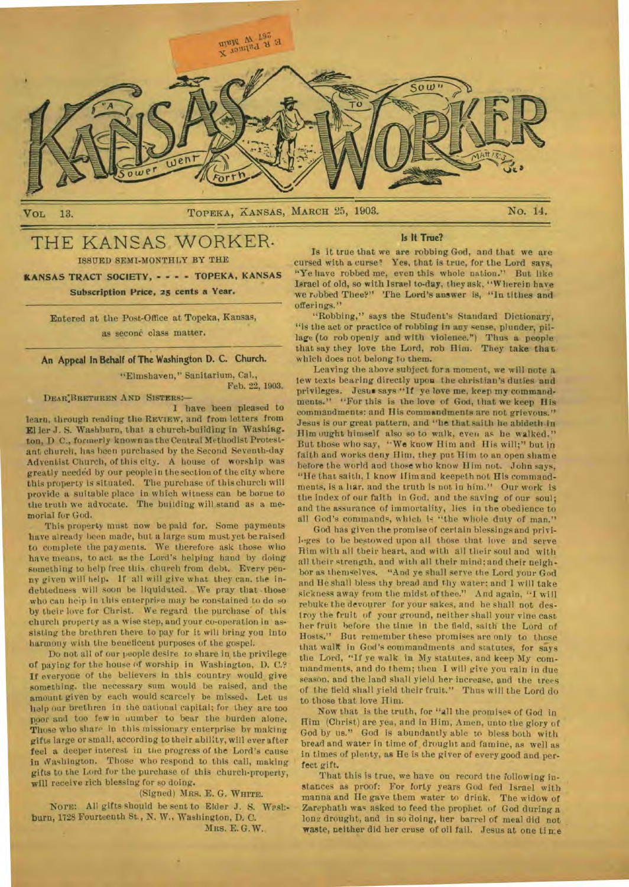# KANSAS WORKER

"A Sower went forth to sow" Matt. 13:3

VOL. 13. TOPEKA, KANSAS, MARCH 25, 1903. NO. 14.

## THE KANSAS WORKER.

ISSUED SEMI-MONTHLY BY THE

**KANSAS TRACT SOCIETY, - - - - TOPEKA, KANSAS**

**Subscription Price, 25 cents a Year.**

Entered at the Post-Office at Topeka, Kansas, as second class matter.

### An Appeal In Behalf of The Washington D. C. Church.

"Elmshaven," Sanitarium, Cal.,
Feb. 22, 1903.

DEAR BRETHREN AND SISTERS:—

I have been pleased to learn, through reading the REVIEW, and from letters from Elder J. S. Washburn, that a church-building in Washington, D. C., formerly known as the Central Methodist Protestant church, has been purchased by the Second Seventh-day Adventist Church, of this city. A house of worship was greatly needed by our people in the section of the city where this property is situated. The purchase of this church will provide a suitable place in which witness can be borne to the truth we advocate. The building will stand as a memorial for God.

This property must now be paid for. Some payments have already been made, but a large sum must yet be raised to complete the payments. We therefore ask those who have means, to act as the Lord's helping hand by doing something to help free this church from debt. Every penny given will help. If all will give what they can, the indebtedness will soon be liquidated. We pray that those who can help in this enterprise may be constrained to do so by their love for Christ. We regard the purchase of this church property as a wise step, and your co-operation in assisting the brethren there to pay for it will bring you into harmony with the beneficent purposes of the gospel.

Do not all of our people desire to share in the privilege of paying for the house of worship in Washington, D. C.? If everyone of the believers in this country would give something, the necessary sum would be raised, and the amount given by each would scarcely be missed. Let us help our brethren in the national capital; for they are too poor and too few in number to bear the burden alone. Those who share in this missionary enterprise by making gifts large or small, according to their ability, will ever after feel a deeper interest in the progress of the Lord's cause in Washington. Those who respond to this call, making gifts to the Lord for the purchase of this church-property, will receive rich blessing for so doing.

(Signed) MRS. E. G. WHITE.

NOTE: All gifts should be sent to Elder J. S. Washburn, 1728 Fourteenth St., N. W., Washington, D. C.

MRS. E. G. W.

### Is It True?

Is it true that we are robbing God, and that we are cursed with a curse? Yes, that is true, for the Lord says, "Ye have robbed me, even this whole nation." But like Israel of old, so with Israel to-day, they ask, "Wherein have we robbed Thee?" The Lord's answer is, "In tithes and offerings."

"Robbing," says the Student's Standard Dictionary, "is the act or practice of robbing in any sense, plunder, pillage (to rob openly and with violence.") Thus a people that say they love the Lord, rob Him. They take that which does not belong to them.

Leaving the above subject for a moment, we will note a few texts bearing directly upon the christian's duties and privileges. Jesus says "If ye love me, keep my commandments." "For this is the love of God, that we keep His commandments: and His commandments are not grievous." Jesus is our great pattern, and "he that saith he abideth in Him ought himself also so to walk, even as he walked." But those who say, "We know Him and His will;" but in faith and works deny Him, they put Him to an open shame before the world and those who know Him not. John says, "He that saith, I know Him and keepeth not His commandments, is a liar, and the truth is not in him." Our work is the index of our faith in God, and the saving of our soul; and the assurance of immortality, lies in the obedience to all God's commands, which is "the whole duty of man."

God has given the promise of certain blessings and privileges to be bestowed upon all those that love and serve Him with all their heart, and with all their soul and with all their strength, and with all their mind; and their neighbor as themselves. "And ye shall serve the Lord your God and He shall bless thy bread and thy water; and I will take sickness away from the midst of thee." And again, "I will rebuke the devourer for your sakes, and he shall not destroy the fruit of your ground, neither shall your vine cast her fruit before the time in the field, saith the Lord of Hosts." But remember these promises are only to those that walk in God's commandments and statutes, for says the Lord, "If ye walk in My statutes, and keep My commandments, and do them; then I will give you rain in due season, and the land shall yield her increase, and the trees of the field shall yield their fruit." Thus will the Lord do to those that love Him.

Now that is the truth, for "all the promises of God in Him (Christ) are yea, and in Him, Amen, unto the glory of God by us." God is abundantly able to bless both with bread and water in time of drought and famine, as well as in times of plenty, as He is the giver of every good and perfect gift.

That this is true, we have on record the following instances as proof: For forty years God fed Israel with manna and He gave them water to drink. The widow of Zarephath was asked to feed the prophet of God during a long drought, and in so doing, her barrel of meal did not waste, neither did her cruse of oil fail. Jesus at one time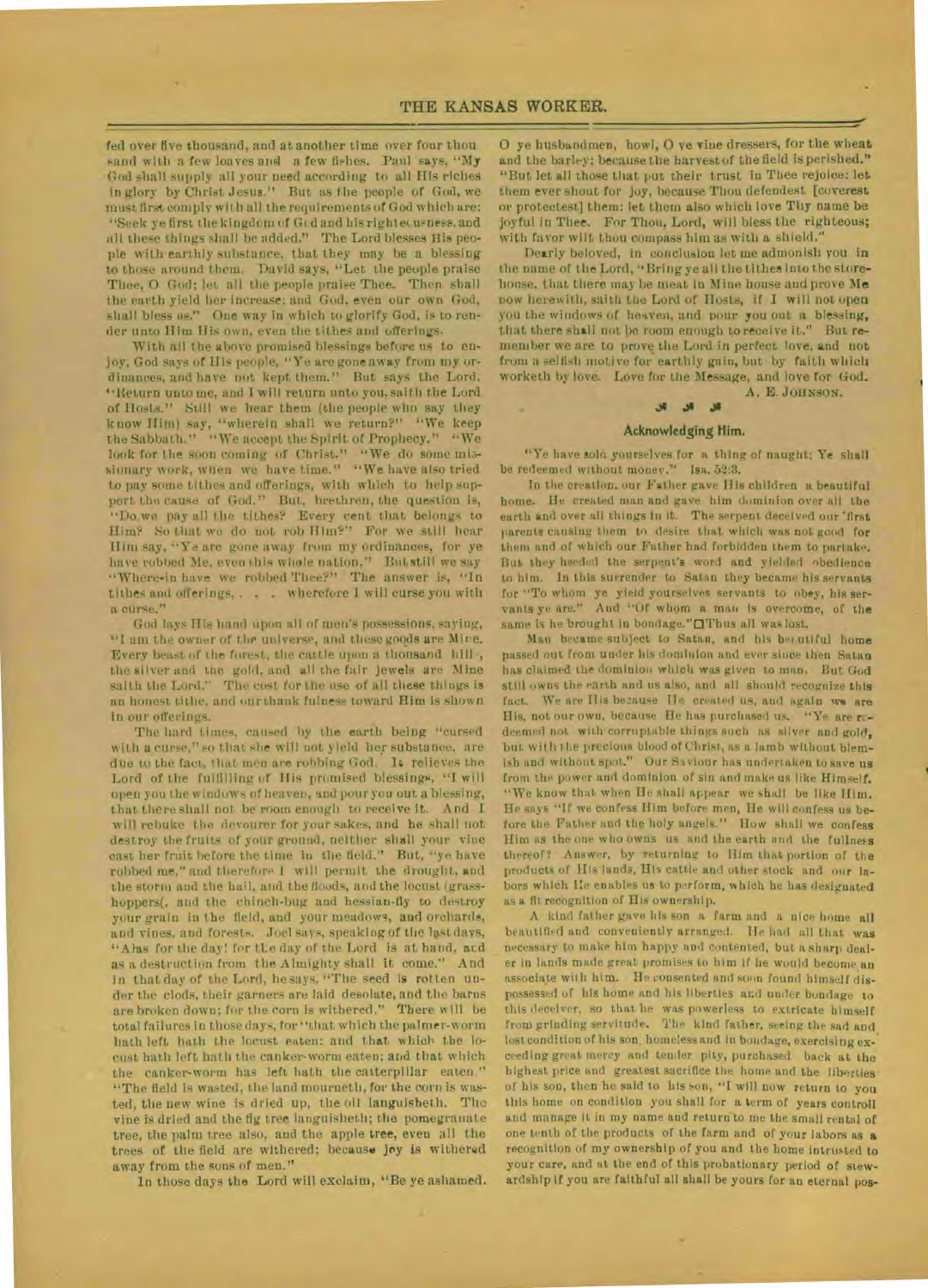fed over five thousand, and at another time over four thousand with a few loaves and a few fishes. Paul says, "My God shall supply all your need according to all His riches in glory by Christ Jesus." But as the people of God, we must first comply with all the requirements of God which are: "Seek ye first the kingdom of God and his righteousness, and all these things shall be added." The Lord blesses His people with earthly substance, that they may be a blessing to those around them. David says, "Let the people praise Thee, O God; let all the people praise Thee. Then shall the earth yield her increase; and God, even our own God, shall bless us." One way in which to glorify God, is to render unto Him His own, even the tithes and offerings.

With all the above promised blessings before us to enjoy, God says of His people, "Ye are gone away from my ordinances, and have not kept them." But says the Lord, "Return unto me, and I will return unto you, saith the Lord of Hosts." Still we hear them (the people who say they know Him) say, "wherein shall we return?" "We keep the Sabbath." "We accept the Spirit of Prophecy." "We look for the soon coming of Christ." "We do some missionary work, when we have time." "We have also tried to pay some tithes and offerings, with which to help support the cause of God." But, brethren, the question is, "Do we pay all the tithes? Every cent that belongs to Him? So that we do not rob Him?" For we still hear Him say, "Ye are gone away from my ordinances, for ye have robbed Me, even this whole nation." But still we say "Wherein have we robbed Thee?" The answer is, "In tithes and offerings, . . . wherefore I will curse you with a curse."

God lays His hand upon all of men's possessions, saying, "I am the owner of the universe, and these goods are Mine. Every beast of the forest, the cattle upon a thousand hills, the silver and the gold, and all the fair jewels are Mine saith the Lord." The cost for the use of all these things is an honest tithe, and our thankfulness toward Him is shown in our offerings.

The hard times, caused by the earth being "cursed with a curse," so that she will not yield her substance, are due to the fact, that men are robbing God. It relieves the Lord of the fulfilling of His promised blessings, "I will open you the windows of heaven, and pour you out a blessing, that there shall not be room enough to receive it. And I will rebuke the devourer for your sakes, and he shall not destroy the fruits of your ground, neither shall your vine cast her fruit before the time in the field." But, "ye have robbed me," and therefore I will permit the drought, and the storm and the hail, and the floods, and the locust (grasshoppers), and the chinch-bug and hessian-fly to destroy your grain in the field, and your meadows, and orchards, and vines, and forests. Joel says, speaking of the last days, "Alas for the day! for the day of the Lord is at hand, and as a destruction from the Almighty shall it come." And in that day of the Lord, he says, "The seed is rotten under the clods, their garners are laid desolate, and the barns are broken down; for the corn is withered." There will be total failures in those days, for "that which the palmer-worm hath left hath the locust eaten: and that which the locust hath left hath the canker-worm eaten; and that which the canker-worm has left hath the caterpillar eaten." "The field is wasted, the land mourneth, for the corn is wasted, the new wine is dried up, the oil languisheth. The vine is dried and the fig tree languisheth; the pomegranate tree, the palm tree also, and the apple tree, even all the trees of the field are withered; because joy is withered away from the sons of men."

In those days the Lord will exclaim, "Be ye ashamed. O ye husbandmen, howl, O ye vine dressers, for the wheat and the barley; because the harvest of the field is perished." "But let all those that put their trust in Thee rejoice: let them ever shout for joy, because Thou defendest [coverest or protectest] them: let them also which love Thy name be joyful in Thee. For Thou, Lord, wilt bless the righteous; with favor wilt thou compass him as with a shield."

Dearly beloved, in conclusion let me admonish you in the name of the Lord, "Bring ye all the tithes into the storehouse, that there may be meat in Mine house and prove Me now herewith, saith the Lord of Hosts, if I will not open you the windows of heaven, and pour you out a blessing, that there shall not be room enough to receive it." But remember we are to prove the Lord in perfect love, and not from a selfish motive for earthly gain, but by faith which worketh by love. Love for the Message, and love for God.

A. E. JOHNSON.

## Acknowledging Him.

"Ye have sold yourselves for a thing of naught; Ye shall be redeemed without money." Isa. 52:3.

In the creation, our Father gave His children a beautiful home. He created man and gave him dominion over all the earth and over all things in it. The serpent deceived our first parents causing them to desire that which was not good for them and of which our Father had forbidden them to partake. But they heeded the serpent's word and yielded obedience to him. In this surrender to Satan they became his servants for "To whom ye yield yourselves servants to obey, his servants ye are." And "Of whom a man is overcome, of the same is he brought in bondage." Thus all was lost.

Man became subject to Satan, and his beautiful home passed out from under his dominion and ever since then Satan has claimed the dominion which was given to man. But God still owns the earth and us also, and all should recognize this fact. We are His because He created us, and again we are His, not our own, because He has purchased us. "Ye are redeemed not with corruptible things such as silver and gold, but with the precious blood of Christ, as a lamb without blemish and without spot." Our Saviour has undertaken to save us from the power and dominion of sin and make us like Himself. "We know that when He shall appear we shall be like Him. He says "If we confess Him before men, He will confess us before the Father and the holy angels." How shall we confess Him as the one who owns us and the earth and the fullness thereof? Answer, by returning to Him that portion of the products of His lands, His cattle and other stock and our labors which He enables us to perform, which he has designated as a fit recognition of His ownership.

A kind father gave his son a farm and a nice home all beautified and conveniently arranged. He had all that was necessary to make him happy and contented, but a sharp dealer in lands made great promises to him if he would become an associate with him. He consented and soon found himself dispossessed of his home and his liberties and under bondage to this deceiver, so that he was powerless to extricate himself from grinding servitude. The kind father, seeing the sad and lost condition of his son, homeless and in bondage, exercising exceeding great mercy and tender pity, purchased back at the highest price and greatest sacrifice the home and the liberties of his son, then he said to his son, "I will now return to you this home on condition you shall for a term of years controll and manage it in my name and return to me the small rental of one tenth of the products of the farm and of your labors as a recognition of my ownership of you and the home intrusted to your care, and at the end of this probationary period of stewardship if you are faithful all shall be yours for an eternal pos-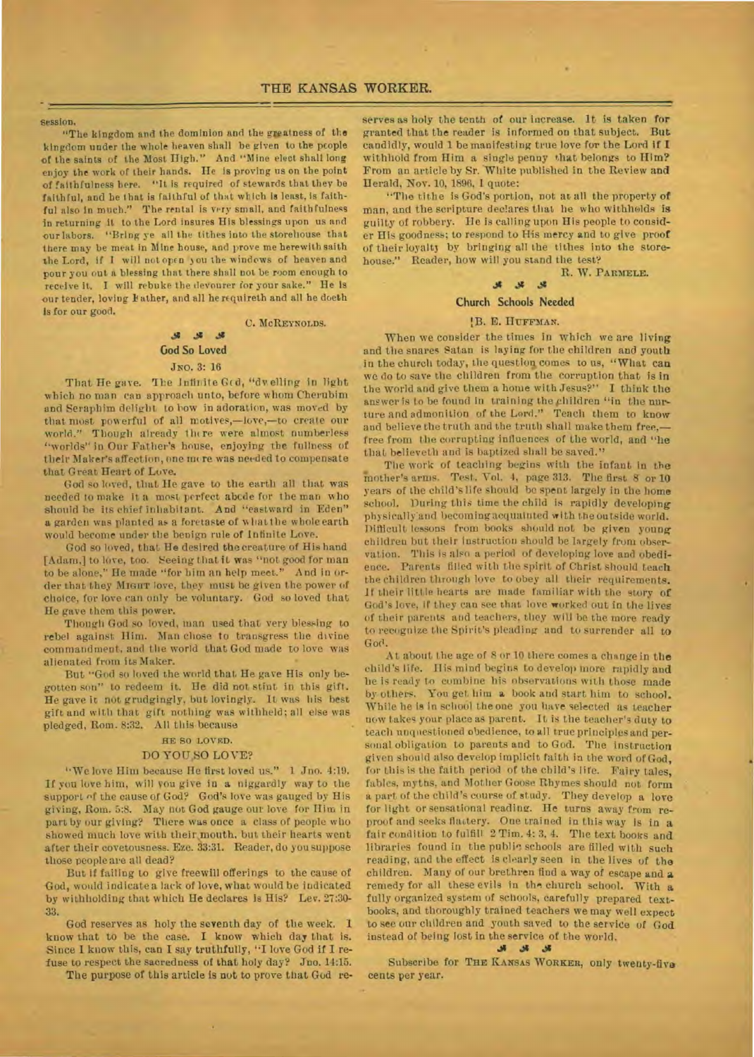session.

"The kingdom and the dominion and the greatness of the kingdom under the whole heaven shall be given to the people of the saints of the Most High." And "Mine elect shall long enjoy the work of their hands. He is proving us on the point of faithfulness here. "It is required of stewards that they be faithful, and he that is faithful of that which is least, is faithful also in much." The rental is very small, and faithfulness in returning it to the Lord insures His blessings upon us and our labors. "Bring ye all the tithes into the storehouse that there may be meat in Mine house, and prove me herewith saith the Lord, if I will not open you the windows of heaven and pour you out a blessing that there shall not be room enough to receive it. I will rebuke the devourer for your sake." He is our tender, loving Father, and all he requireth and all he doeth is for our good.

C. McREYNOLDS.

❧ ❧ ❧

## God So Loved

JNO. 3: 16

That He gave. The Infinite God, "dwelling in light which no man can approach unto, before whom Cherubim and Seraphim delight to bow in adoration, was moved by that most powerful of all motives,—love,—to create our world." Though already there were almost numberless "worlds" in Our Father's house, enjoying the fullness of their Maker's affection, one more was needed to compensate that Great Heart of Love.

God so loved, that He gave to the earth all that was needed to make it a most perfect abode for the man who should be its chief inhabitant. And "eastward in Eden" a garden was planted as a foretaste of what the whole earth would become under the benign rule of Infinite Love.

God so loved, that He desired the creature of His hand [Adam,] to love, too. Seeing that it was "not good for man to be alone," He made "for him an help meet." And in order that they MIGHT love, they must be given the power of choice, for love can only be voluntary. God so loved that He gave them this power.

Though God so loved, man used that very blessing to rebel against Him. Man chose to transgress the divine commandment, and the world that God made to love was alienated from its Maker.

But "God so loved the world that He gave His only begotten son" to redeem it. He did not stint in this gift. He gave it not grudgingly, but lovingly. It was his best gift and with that gift nothing was withheld; all else was pledged, Rom. 8:32. All this because

HE SO LOVED.

DO YOU SO LOVE?

"We love Him because He first loved us." 1 Jno. 4:19. If you love him, will you give in a niggardly way to the support of the cause of God? God's love was gauged by His giving, Rom. 5:8. May not God gauge our love for Him in part by our giving? There was once a class of people who showed much love with their mouth, but their hearts went after their covetousness. Eze. 33:31. Reader, do you suppose those people are all dead?

But if failing to give freewill offerings to the cause of God, would indicate a lack of love, what would be indicated by withholding that which He declares is His? Lev. 27:30-33.

God reserves as holy the seventh day of the week. I know that to be the case. I know which day that is. Since I know this, can I say truthfully, "I love God if I refuse to respect the sacredness of that holy day? Jno. 14:15.

The purpose of this article is not to prove that God reserves as holy the tenth of our increase. It is taken for granted that the reader is informed on that subject. But candidly, would I be manifesting true love for the Lord if I withhold from Him a single penny that belongs to Him? From an article by Sr. White published in the Review and Herald, Nov. 10, 1896, I quote:

"The tithe is God's portion, not at all the property of man, and the scripture declares that he who withholds is guilty of robbery. He is calling upon His people to consider His goodness; to respond to His mercy and to give proof of their loyalty by bringing all the tithes into the storehouse." Reader, how will you stand the test?

R. W. PARMELE.

❧ ❧ ❧

## Church Schools Needed

B. E. HUFFMAN.

When we consider the times in which we are living and the snares Satan is laying for the children and youth in the church today, the question comes to us, "What can we do to save the children from the corruption that is in the world and give them a home with Jesus?" I think the answer is to be found in training the children "in the nurture and admonition of the Lord." Teach them to know and believe the truth and the truth shall make them free,—free from the corrupting influences of the world, and "he that believeth and is baptized shall be saved."

The work of teaching begins with the infant in the mother's arms. Test. Vol. 4, page 313. The first 8 or 10 years of the child's life should be spent largely in the home school. During this time the child is rapidly developing physically and becoming acquainted with the outside world. Difficult lessons from books should not be given young children but their instruction should be largely from observation. This is also a period of developing love and obedience. Parents filled with the spirit of Christ should teach the children through love to obey all their requirements. If their little hearts are made familiar with the story of God's love, if they can see that love worked out in the lives of their parents and teachers, they will be the more ready to recognize the Spirit's pleading and to surrender all to God.

At about the age of 8 or 10 there comes a change in the child's life. His mind begins to develop more rapidly and he is ready to combine his observations with those made by others. You get him a book and start him to school. While he is in school the one you have selected as teacher now takes your place as parent. It is the teacher's duty to teach unquestioned obedience, to all true principles and personal obligation to parents and to God. The instruction given should also develop implicit faith in the word of God, for this is the faith period of the child's life. Fairy tales, fables, myths, and Mother Goose Rhymes should not form a part of the child's course of study. They develop a love for light or sensational reading. He turns away from reproof and seeks flattery. One trained in this way is in a fair condition to fulfill 2 Tim. 4: 3, 4. The text books and libraries found in the public schools are filled with such reading, and the effect is clearly seen in the lives of the children. Many of our brethren find a way of escape and a remedy for all these evils in the church school. With a fully organized system of schools, carefully prepared textbooks, and thoroughly trained teachers we may well expect to see our children and youth saved to the service of God instead of being lost in the service of the world.

❧ ❧ ❧

Subscribe for THE KANSAS WORKER, only twenty-five cents per year.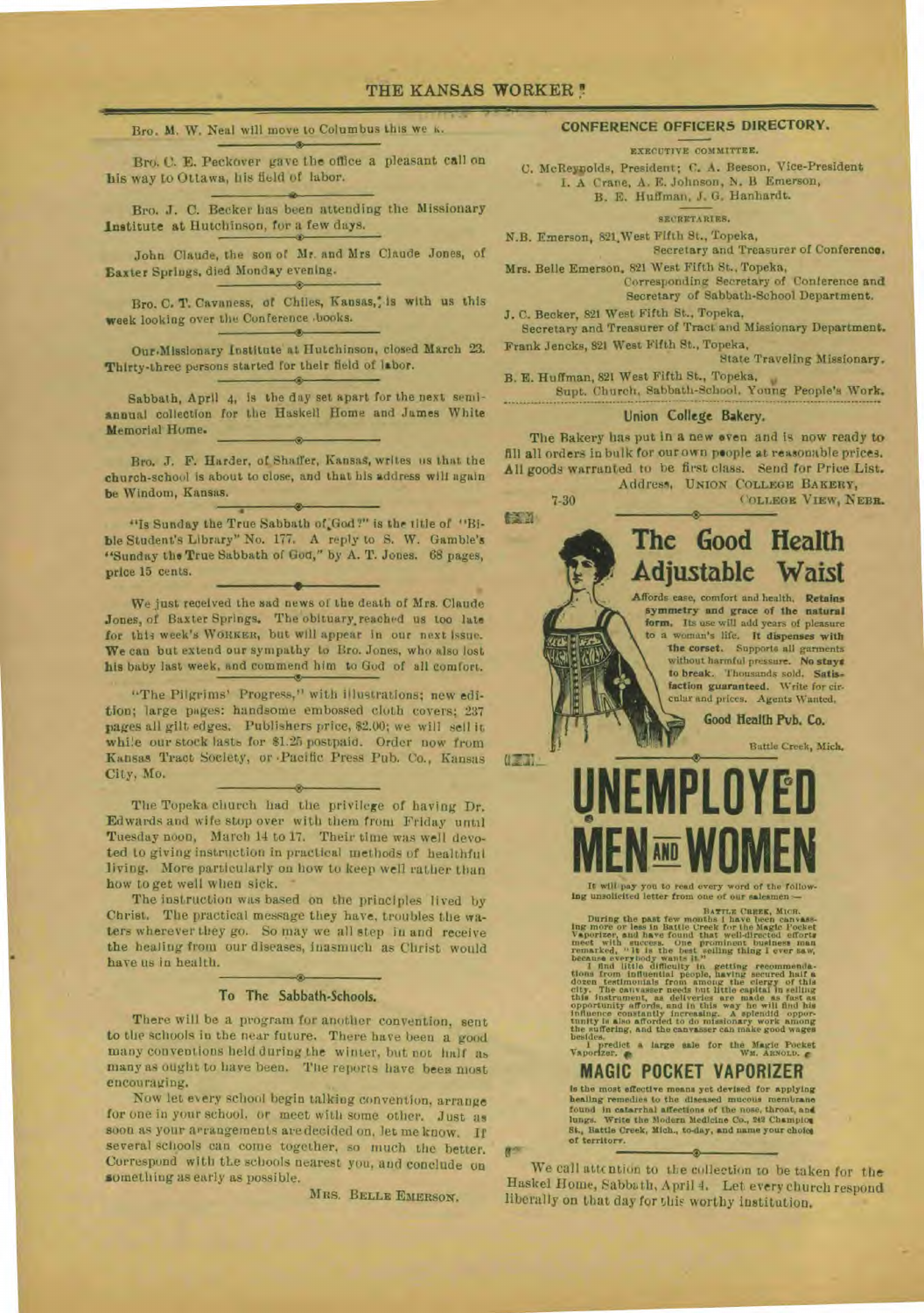Bro. M. W. Neal will move to Columbus this week.

Bro. C. E. Peckover gave the office a pleasant call on his way to Ottawa, his field of labor.

Bro. J. C. Becker has been attending the Missionary Institute at Hutchinson, for a few days.

John Claude, the son of Mr. and Mrs Claude Jones, of Baxter Springs, died Monday evening.

Bro. C. T. Cavaness, of Chiles, Kansas, is with us this week looking over the Conference books.

Our Missionary Institute at Hutchinson, closed March 23. Thirty-three persons started for their field of labor.

Sabbath, April 4, is the day set apart for the next semi-annual collection for the Haskell Home and James White Memorial Home.

Bro. J. F. Harder, of Shaffer, Kansas, writes us that the church-school is about to close, and that his address will again be Windom, Kansas.

"Is Sunday the True Sabbath of God?" is the title of "Bible Student's Library" No. 177. A reply to S. W. Gamble's "Sunday the True Sabbath of God," by A. T. Jones. 68 pages, price 15 cents.

We just received the sad news of the death of Mrs. Claude Jones, of Baxter Springs. The obituary reached us too late for this week's WORKER, but will appear in our next issue. We can but extend our sympathy to Bro. Jones, who also lost his baby last week, and commend him to God of all comfort.

"The Pilgrims' Progress," with illustrations; new edition; large pages; handsome embossed cloth covers; 237 pages all gilt edges. Publishers price, $2.00; we will sell it while our stock lasts for $1.25 postpaid. Order now from Kansas Tract Society, or Pacific Press Pub. Co., Kansas City, Mo.

The Topeka church had the privilege of having Dr. Edwards and wife stop over with them from Friday until Tuesday noon, March 14 to 17. Their time was well devoted to giving instruction in practical methods of healthful living. More particularly on how to keep well rather than how to get well when sick.

The instruction was based on the principles lived by Christ. The practical message they have, troubles the waters wherever they go. So may we all step in and receive the healing from our diseases, inasmuch as Christ would have us in health.

## To The Sabbath-Schools.

There will be a program for another convention, sent to the schools in the near future. There have been a good many conventions held during the winter, but not half as many as ought to have been. The reports have been most encouraging.

Now let every school begin talking convention, arrange for one in your school, or meet with some other. Just as soon as your arrangements are decided on, let me know. If several schools can come together, so much the better. Correspond with the schools nearest you, and conclude on something as early as possible.

MRS. BELLE EMERSON.

## CONFERENCE OFFICERS DIRECTORY.

### EXECUTIVE COMMITTEE.

C. McReynolds, President; C. A. Beeson, Vice-President
I. A. Crane, A. E. Johnson, N. B. Emerson,
B. E. Huffman, J. G. Hanhardt.

### SECRETARIES.

N.B. Emerson, 821 West Fifth St., Topeka,
Secretary and Treasurer of Conference.

Mrs. Belle Emerson, 821 West Fifth St., Topeka,
Corresponding Secretary of Conference and Secretary of Sabbath-School Department.

J. C. Becker, 821 West Fifth St., Topeka,
Secretary and Treasurer of Tract and Missionary Department.

Frank Jencks, 821 West Fifth St., Topeka,
State Traveling Missionary.

B. E. Huffman, 821 West Fifth St., Topeka,
Supt. Church, Sabbath-School, Young People's Work.

### Union College Bakery.

The Bakery has put in a new oven and is now ready to fill all orders in bulk for our own people at reasonable prices. All goods warranted to be first class. Send for Price List.
Address, UNION COLLEGE BAKERY,
7-30 COLLEGE VIEW, NEBR.

# The Good Health Adjustable Waist

Affords ease, comfort and health. **Retains symmetry and grace of the natural form.** Its use will add years of pleasure to a woman's life. **It dispenses with the corset.** Supports all garments without harmful pressure. **No stays to break.** Thousands sold. **Satisfaction guaranteed.** Write for circular and prices. Agents Wanted.

**Good Health Pub. Co.**

Battle Creek, Mich.

# UNEMPLOYED MEN AND WOMEN

It will pay you to read every word of the following unsolicited letter from one of our salesmen —

BATTLE CREEK, MICH.

During the past few months I have been canvassing more or less in Battle Creek for the Magic Pocket Vaporizer, and have found that well-directed efforts meet with success. One prominent business man remarked, "It is the best selling thing I ever saw, because everybody wants it."

I find little difficulty in getting recommendations from influential people, having secured half a dozen testimonials from among the clergy of this city. The canvasser needs but little capital in selling this instrument, as deliveries are made as fast as opportunity affords, and in this way he will find his influence constantly increasing. A splendid opportunity is also afforded to do missionary work among the suffering, and the canvasser can make good wages besides.

I predict a large sale for the Magic Pocket Vaporizer.
WM. ARNOLD.

## MAGIC POCKET VAPORIZER

is the most effective means yet devised for applying healing remedies to the diseased mucous membrane found in catarrhal affections of the nose, throat, and lungs. Write the Modern Medicine Co., 242 Champion St., Battle Creek, Mich., to-day, and name your choice of territory.

We call attention to the collection to be taken for the Haskel Home, Sabbath, April 4. Let every church respond liberally on that day for this worthy institution.